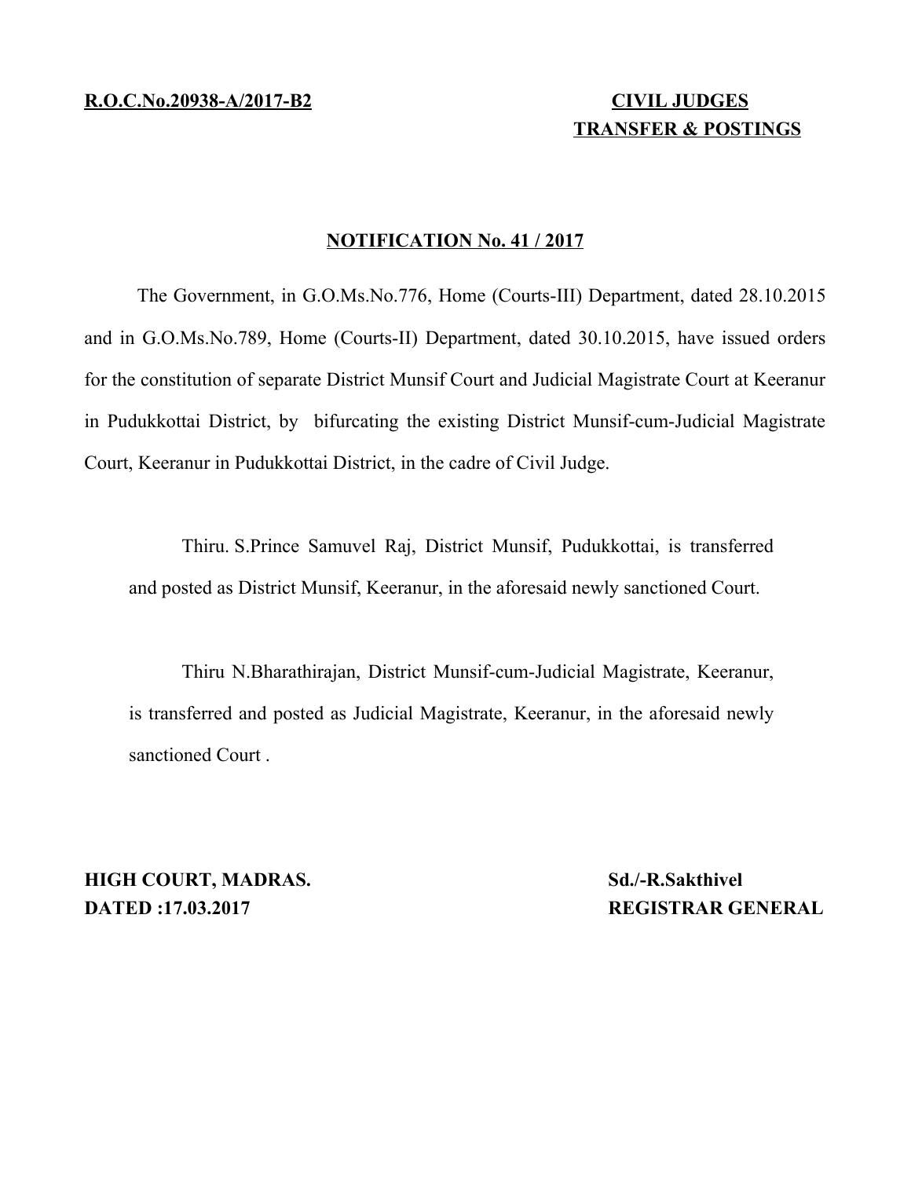**R.O.C.No.20938-A/2017-B2**

**CIVIL JUDGES**
**TRANSFER & POSTINGS**

## NOTIFICATION No. 41 / 2017

The Government, in G.O.Ms.No.776, Home (Courts-III) Department, dated 28.10.2015 and in G.O.Ms.No.789, Home (Courts-II) Department, dated 30.10.2015, have issued orders for the constitution of separate District Munsif Court and Judicial Magistrate Court at Keeranur in Pudukkottai District, by bifurcating the existing District Munsif-cum-Judicial Magistrate Court, Keeranur in Pudukkottai District, in the cadre of Civil Judge.

Thiru. S.Prince Samuvel Raj, District Munsif, Pudukkottai, is transferred and posted as District Munsif, Keeranur, in the aforesaid newly sanctioned Court.

Thiru N.Bharathirajan, District Munsif-cum-Judicial Magistrate, Keeranur, is transferred and posted as Judicial Magistrate, Keeranur, in the aforesaid newly sanctioned Court .

**HIGH COURT, MADRAS.**
**DATED :17.03.2017**

**Sd./-R.Sakthivel**
**REGISTRAR GENERAL**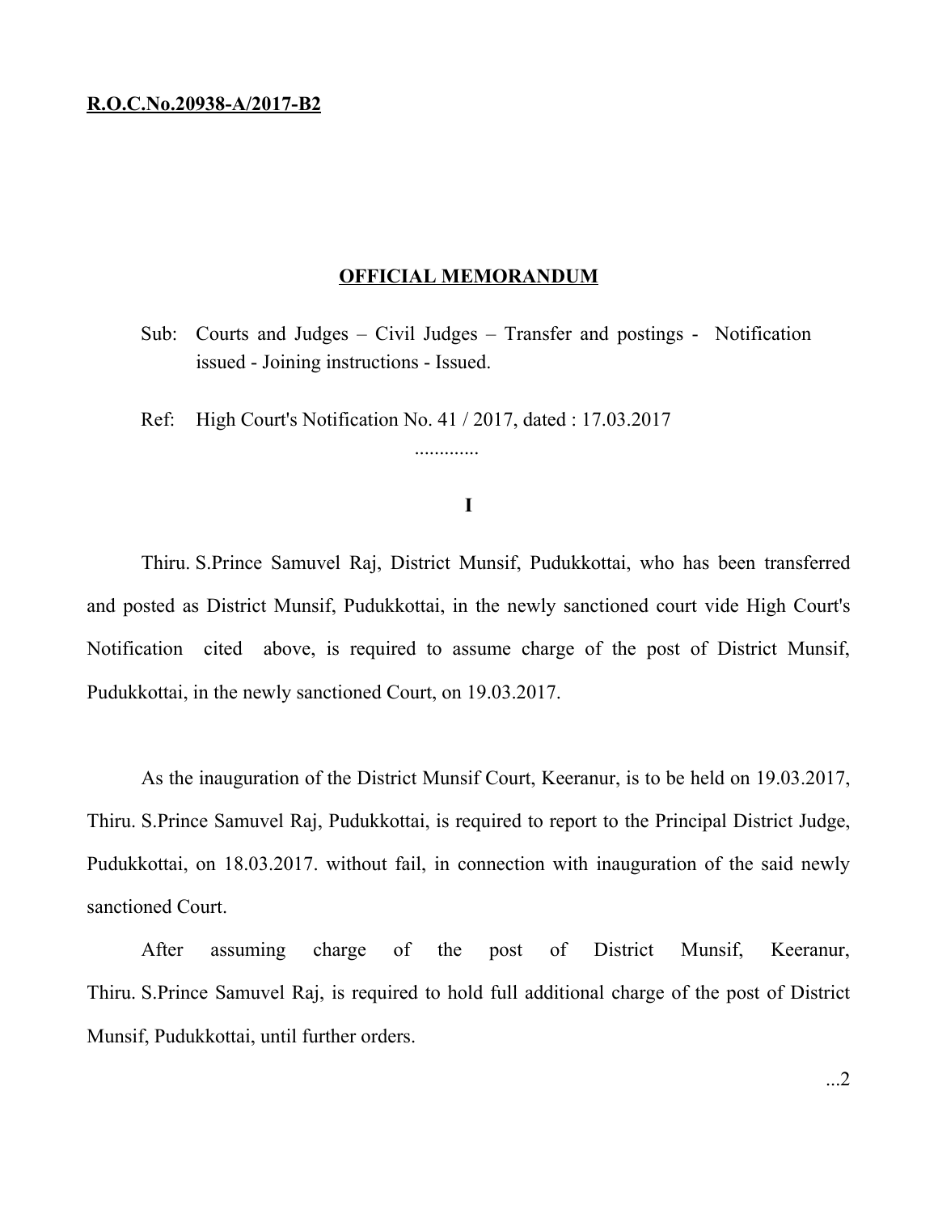**R.O.C.No.20938-A/2017-B2**

## OFFICIAL MEMORANDUM

Sub: Courts and Judges – Civil Judges – Transfer and postings - Notification issued - Joining instructions - Issued.

Ref: High Court's Notification No. 41 / 2017, dated : 17.03.2017

.............

**I**

Thiru. S.Prince Samuvel Raj, District Munsif, Pudukkottai, who has been transferred and posted as District Munsif, Pudukkottai, in the newly sanctioned court vide High Court's Notification cited above, is required to assume charge of the post of District Munsif, Pudukkottai, in the newly sanctioned Court, on 19.03.2017.

As the inauguration of the District Munsif Court, Keeranur, is to be held on 19.03.2017, Thiru. S.Prince Samuvel Raj, Pudukkottai, is required to report to the Principal District Judge, Pudukkottai, on 18.03.2017. without fail, in connection with inauguration of the said newly sanctioned Court.

After assuming charge of the post of District Munsif, Keeranur, Thiru. S.Prince Samuvel Raj, is required to hold full additional charge of the post of District Munsif, Pudukkottai, until further orders.

...2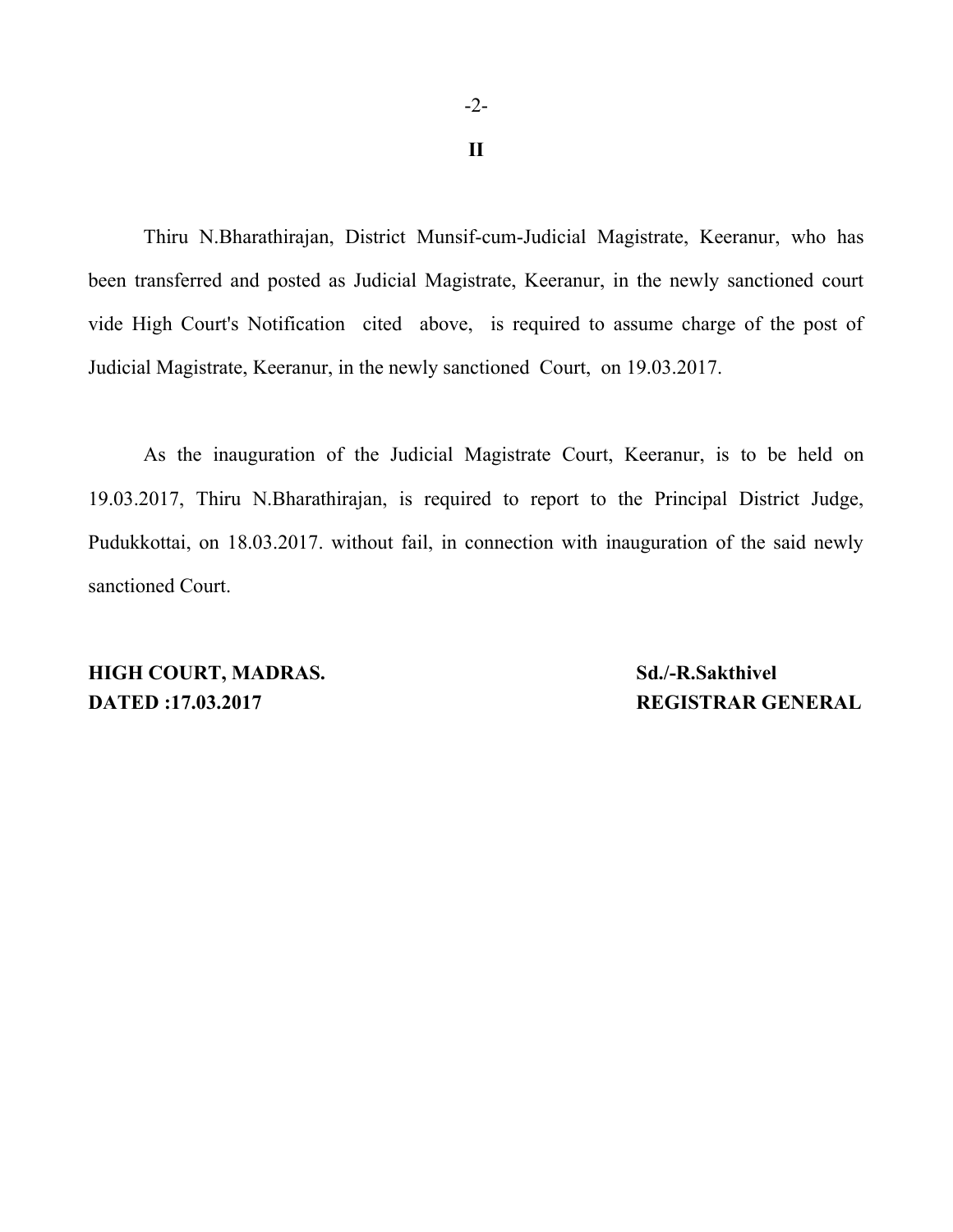**II**

Thiru N.Bharathirajan, District Munsif-cum-Judicial Magistrate, Keeranur, who has been transferred and posted as Judicial Magistrate, Keeranur, in the newly sanctioned court vide High Court's Notification cited above, is required to assume charge of the post of Judicial Magistrate, Keeranur, in the newly sanctioned Court, on 19.03.2017.

As the inauguration of the Judicial Magistrate Court, Keeranur, is to be held on 19.03.2017, Thiru N.Bharathirajan, is required to report to the Principal District Judge, Pudukkottai, on 18.03.2017. without fail, in connection with inauguration of the said newly sanctioned Court.

**HIGH COURT, MADRAS.**
**DATED :17.03.2017**

**Sd./-R.Sakthivel**
**REGISTRAR GENERAL**